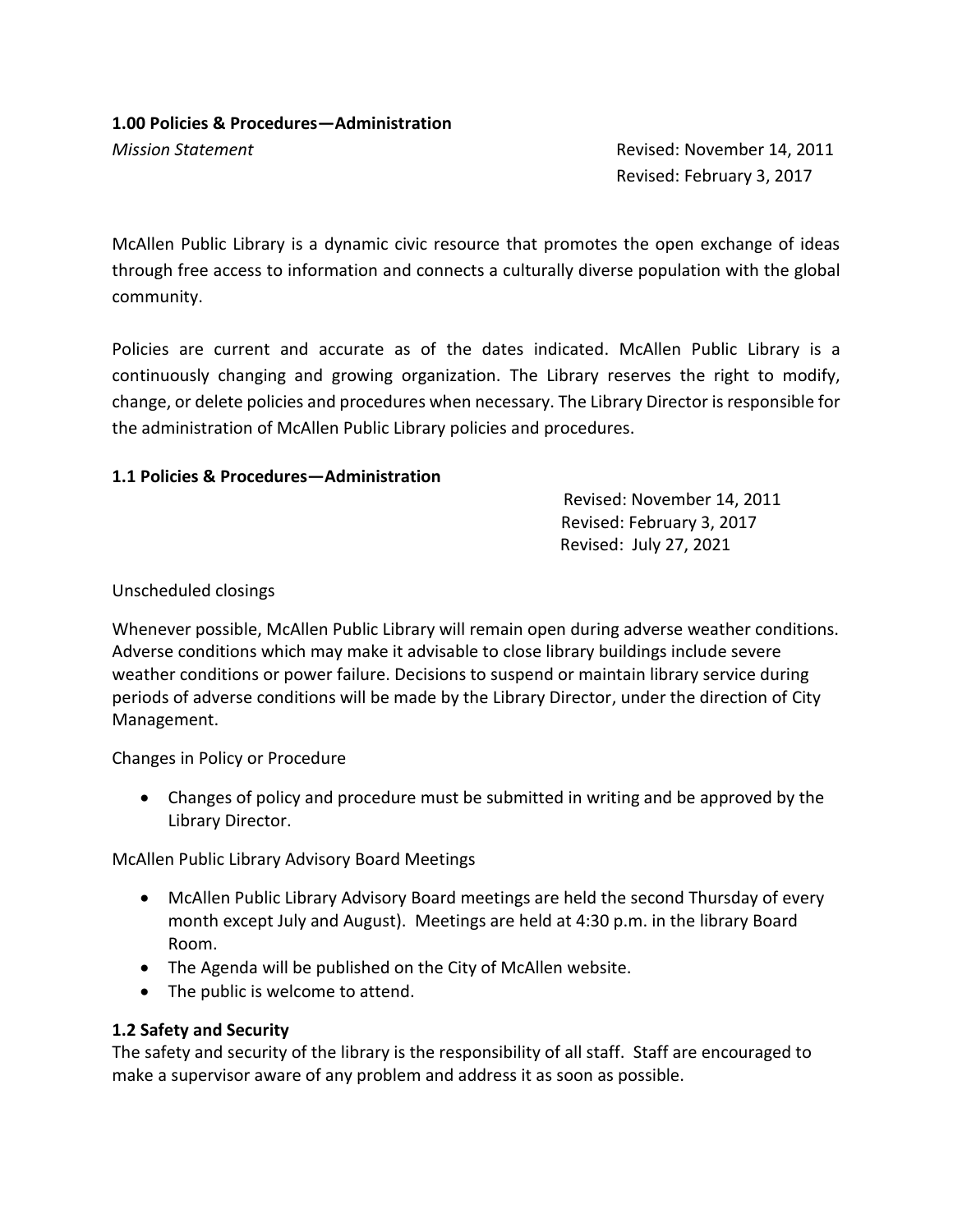**1.00 Policies & Procedures—Administration**

*Mission Statement*

Revised: November 14, 2011
Revised: February 3, 2017

McAllen Public Library is a dynamic civic resource that promotes the open exchange of ideas through free access to information and connects a culturally diverse population with the global community.

Policies are current and accurate as of the dates indicated. McAllen Public Library is a continuously changing and growing organization. The Library reserves the right to modify, change, or delete policies and procedures when necessary. The Library Director is responsible for the administration of McAllen Public Library policies and procedures.

**1.1 Policies & Procedures—Administration**

Revised: November 14, 2011
Revised: February 3, 2017
Revised: July 27, 2021

Unscheduled closings

Whenever possible, McAllen Public Library will remain open during adverse weather conditions. Adverse conditions which may make it advisable to close library buildings include severe weather conditions or power failure. Decisions to suspend or maintain library service during periods of adverse conditions will be made by the Library Director, under the direction of City Management.

Changes in Policy or Procedure

- Changes of policy and procedure must be submitted in writing and be approved by the Library Director.

McAllen Public Library Advisory Board Meetings

- McAllen Public Library Advisory Board meetings are held the second Thursday of every month except July and August). Meetings are held at 4:30 p.m. in the library Board Room.
- The Agenda will be published on the City of McAllen website.
- The public is welcome to attend.

**1.2 Safety and Security**

The safety and security of the library is the responsibility of all staff. Staff are encouraged to make a supervisor aware of any problem and address it as soon as possible.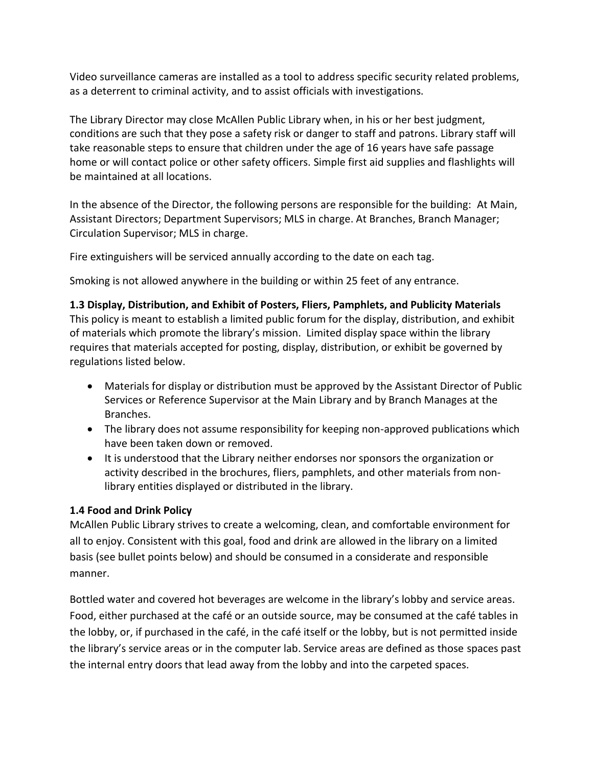Video surveillance cameras are installed as a tool to address specific security related problems, as a deterrent to criminal activity, and to assist officials with investigations.

The Library Director may close McAllen Public Library when, in his or her best judgment, conditions are such that they pose a safety risk or danger to staff and patrons. Library staff will take reasonable steps to ensure that children under the age of 16 years have safe passage home or will contact police or other safety officers. Simple first aid supplies and flashlights will be maintained at all locations.

In the absence of the Director, the following persons are responsible for the building: At Main, Assistant Directors; Department Supervisors; MLS in charge. At Branches, Branch Manager; Circulation Supervisor; MLS in charge.

Fire extinguishers will be serviced annually according to the date on each tag.

Smoking is not allowed anywhere in the building or within 25 feet of any entrance.

**1.3 Display, Distribution, and Exhibit of Posters, Fliers, Pamphlets, and Publicity Materials**
This policy is meant to establish a limited public forum for the display, distribution, and exhibit of materials which promote the library's mission. Limited display space within the library requires that materials accepted for posting, display, distribution, or exhibit be governed by regulations listed below.

- Materials for display or distribution must be approved by the Assistant Director of Public Services or Reference Supervisor at the Main Library and by Branch Manages at the Branches.
- The library does not assume responsibility for keeping non-approved publications which have been taken down or removed.
- It is understood that the Library neither endorses nor sponsors the organization or activity described in the brochures, fliers, pamphlets, and other materials from non-library entities displayed or distributed in the library.

**1.4 Food and Drink Policy**
McAllen Public Library strives to create a welcoming, clean, and comfortable environment for all to enjoy. Consistent with this goal, food and drink are allowed in the library on a limited basis (see bullet points below) and should be consumed in a considerate and responsible manner.

Bottled water and covered hot beverages are welcome in the library's lobby and service areas. Food, either purchased at the café or an outside source, may be consumed at the café tables in the lobby, or, if purchased in the café, in the café itself or the lobby, but is not permitted inside the library's service areas or in the computer lab. Service areas are defined as those spaces past the internal entry doors that lead away from the lobby and into the carpeted spaces.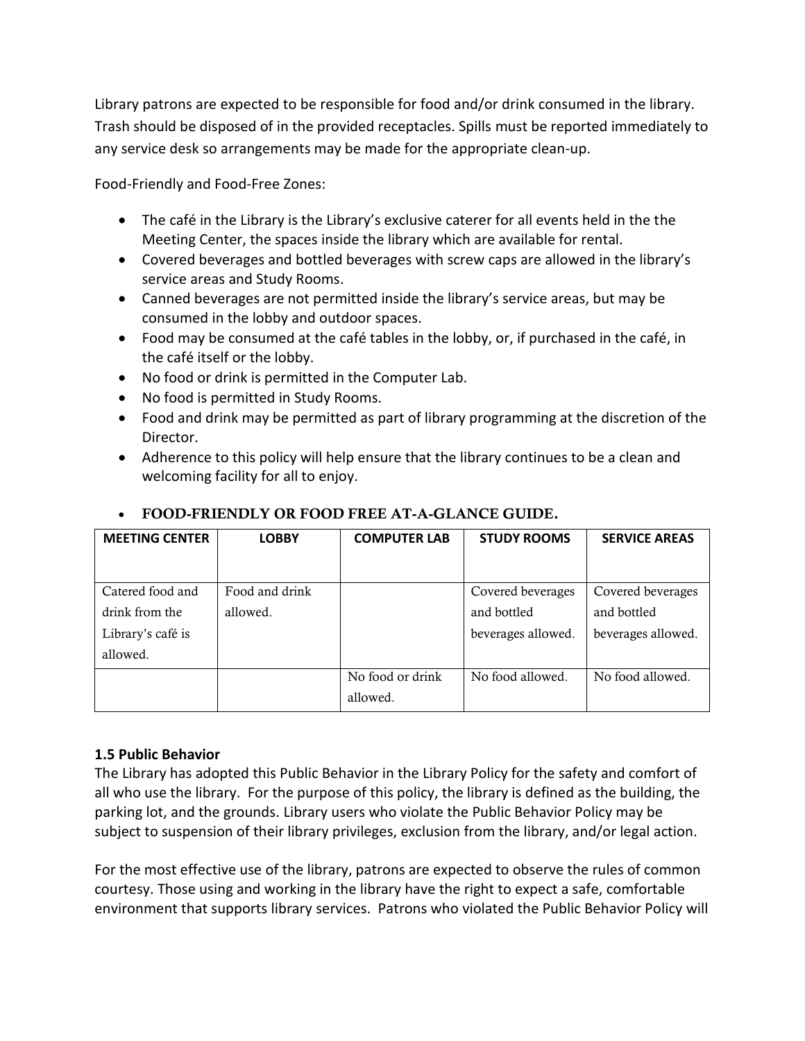Library patrons are expected to be responsible for food and/or drink consumed in the library. Trash should be disposed of in the provided receptacles. Spills must be reported immediately to any service desk so arrangements may be made for the appropriate clean-up.

Food-Friendly and Food-Free Zones:

- The café in the Library is the Library's exclusive caterer for all events held in the the Meeting Center, the spaces inside the library which are available for rental.
- Covered beverages and bottled beverages with screw caps are allowed in the library's service areas and Study Rooms.
- Canned beverages are not permitted inside the library's service areas, but may be consumed in the lobby and outdoor spaces.
- Food may be consumed at the café tables in the lobby, or, if purchased in the café, in the café itself or the lobby.
- No food or drink is permitted in the Computer Lab.
- No food is permitted in Study Rooms.
- Food and drink may be permitted as part of library programming at the discretion of the Director.
- Adherence to this policy will help ensure that the library continues to be a clean and welcoming facility for all to enjoy.
- **FOOD-FRIENDLY OR FOOD FREE AT-A-GLANCE GUIDE.**

| MEETING CENTER | LOBBY | COMPUTER LAB | STUDY ROOMS | SERVICE AREAS |
|---|---|---|---|---|
| Catered food and drink from the Library's café is allowed. | Food and drink allowed. | | Covered beverages and bottled beverages allowed. | Covered beverages and bottled beverages allowed. |
| | | No food or drink allowed. | No food allowed. | No food allowed. |

**1.5 Public Behavior**

The Library has adopted this Public Behavior in the Library Policy for the safety and comfort of all who use the library. For the purpose of this policy, the library is defined as the building, the parking lot, and the grounds. Library users who violate the Public Behavior Policy may be subject to suspension of their library privileges, exclusion from the library, and/or legal action.

For the most effective use of the library, patrons are expected to observe the rules of common courtesy. Those using and working in the library have the right to expect a safe, comfortable environment that supports library services. Patrons who violated the Public Behavior Policy will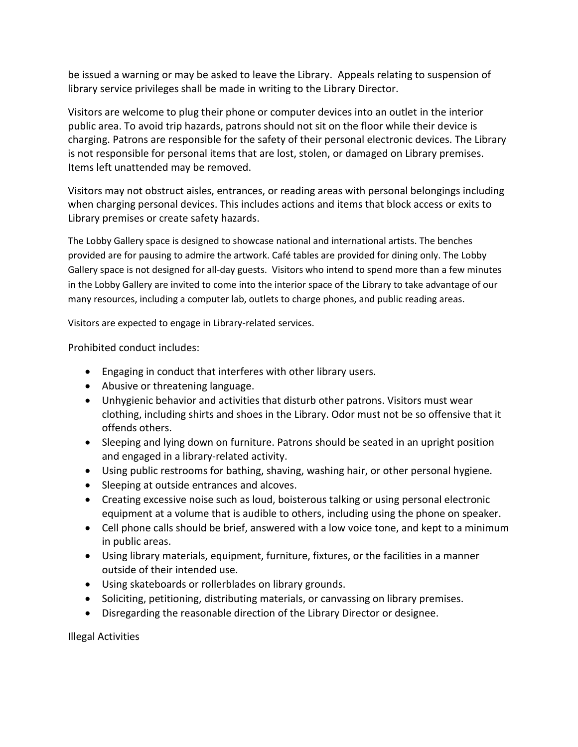be issued a warning or may be asked to leave the Library.  Appeals relating to suspension of library service privileges shall be made in writing to the Library Director.

Visitors are welcome to plug their phone or computer devices into an outlet in the interior public area. To avoid trip hazards, patrons should not sit on the floor while their device is charging. Patrons are responsible for the safety of their personal electronic devices. The Library is not responsible for personal items that are lost, stolen, or damaged on Library premises. Items left unattended may be removed.

Visitors may not obstruct aisles, entrances, or reading areas with personal belongings including when charging personal devices. This includes actions and items that block access or exits to Library premises or create safety hazards.

The Lobby Gallery space is designed to showcase national and international artists. The benches provided are for pausing to admire the artwork. Café tables are provided for dining only. The Lobby Gallery space is not designed for all-day guests.  Visitors who intend to spend more than a few minutes in the Lobby Gallery are invited to come into the interior space of the Library to take advantage of our many resources, including a computer lab, outlets to charge phones, and public reading areas.

Visitors are expected to engage in Library-related services.

Prohibited conduct includes:

- Engaging in conduct that interferes with other library users.
- Abusive or threatening language.
- Unhygienic behavior and activities that disturb other patrons. Visitors must wear clothing, including shirts and shoes in the Library. Odor must not be so offensive that it offends others.
- Sleeping and lying down on furniture. Patrons should be seated in an upright position and engaged in a library-related activity.
- Using public restrooms for bathing, shaving, washing hair, or other personal hygiene.
- Sleeping at outside entrances and alcoves.
- Creating excessive noise such as loud, boisterous talking or using personal electronic equipment at a volume that is audible to others, including using the phone on speaker.
- Cell phone calls should be brief, answered with a low voice tone, and kept to a minimum in public areas.
- Using library materials, equipment, furniture, fixtures, or the facilities in a manner outside of their intended use.
- Using skateboards or rollerblades on library grounds.
- Soliciting, petitioning, distributing materials, or canvassing on library premises.
- Disregarding the reasonable direction of the Library Director or designee.

Illegal Activities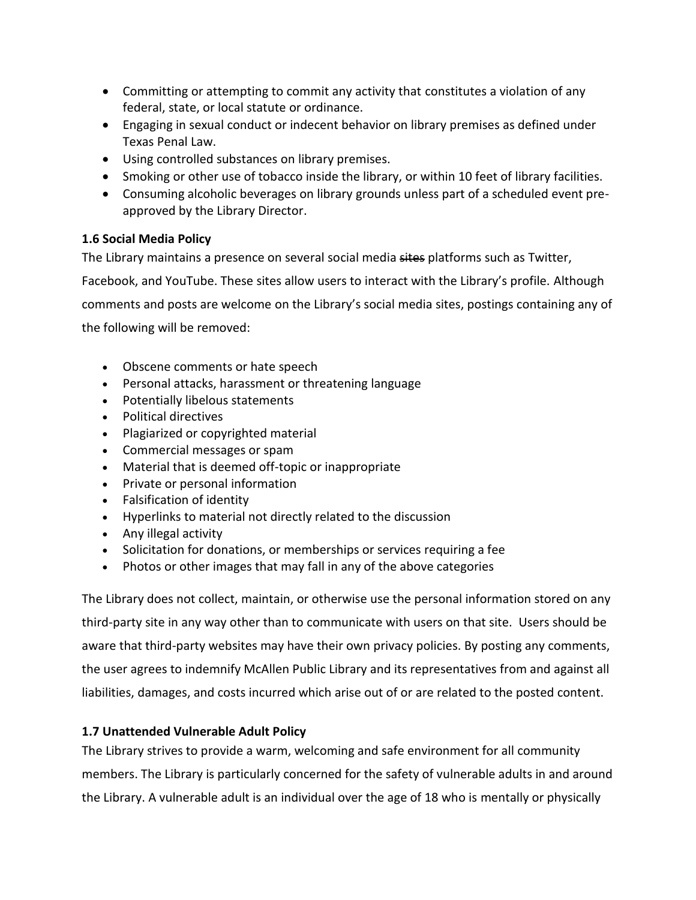- Committing or attempting to commit any activity that constitutes a violation of any federal, state, or local statute or ordinance.
- Engaging in sexual conduct or indecent behavior on library premises as defined under Texas Penal Law.
- Using controlled substances on library premises.
- Smoking or other use of tobacco inside the library, or within 10 feet of library facilities.
- Consuming alcoholic beverages on library grounds unless part of a scheduled event pre-approved by the Library Director.

### 1.6 Social Media Policy

The Library maintains a presence on several social media ~~sites~~ platforms such as Twitter, Facebook, and YouTube. These sites allow users to interact with the Library's profile. Although comments and posts are welcome on the Library's social media sites, postings containing any of the following will be removed:

- Obscene comments or hate speech
- Personal attacks, harassment or threatening language
- Potentially libelous statements
- Political directives
- Plagiarized or copyrighted material
- Commercial messages or spam
- Material that is deemed off-topic or inappropriate
- Private or personal information
- Falsification of identity
- Hyperlinks to material not directly related to the discussion
- Any illegal activity
- Solicitation for donations, or memberships or services requiring a fee
- Photos or other images that may fall in any of the above categories

The Library does not collect, maintain, or otherwise use the personal information stored on any third-party site in any way other than to communicate with users on that site. Users should be aware that third-party websites may have their own privacy policies. By posting any comments, the user agrees to indemnify McAllen Public Library and its representatives from and against all liabilities, damages, and costs incurred which arise out of or are related to the posted content.

### 1.7 Unattended Vulnerable Adult Policy

The Library strives to provide a warm, welcoming and safe environment for all community members. The Library is particularly concerned for the safety of vulnerable adults in and around the Library. A vulnerable adult is an individual over the age of 18 who is mentally or physically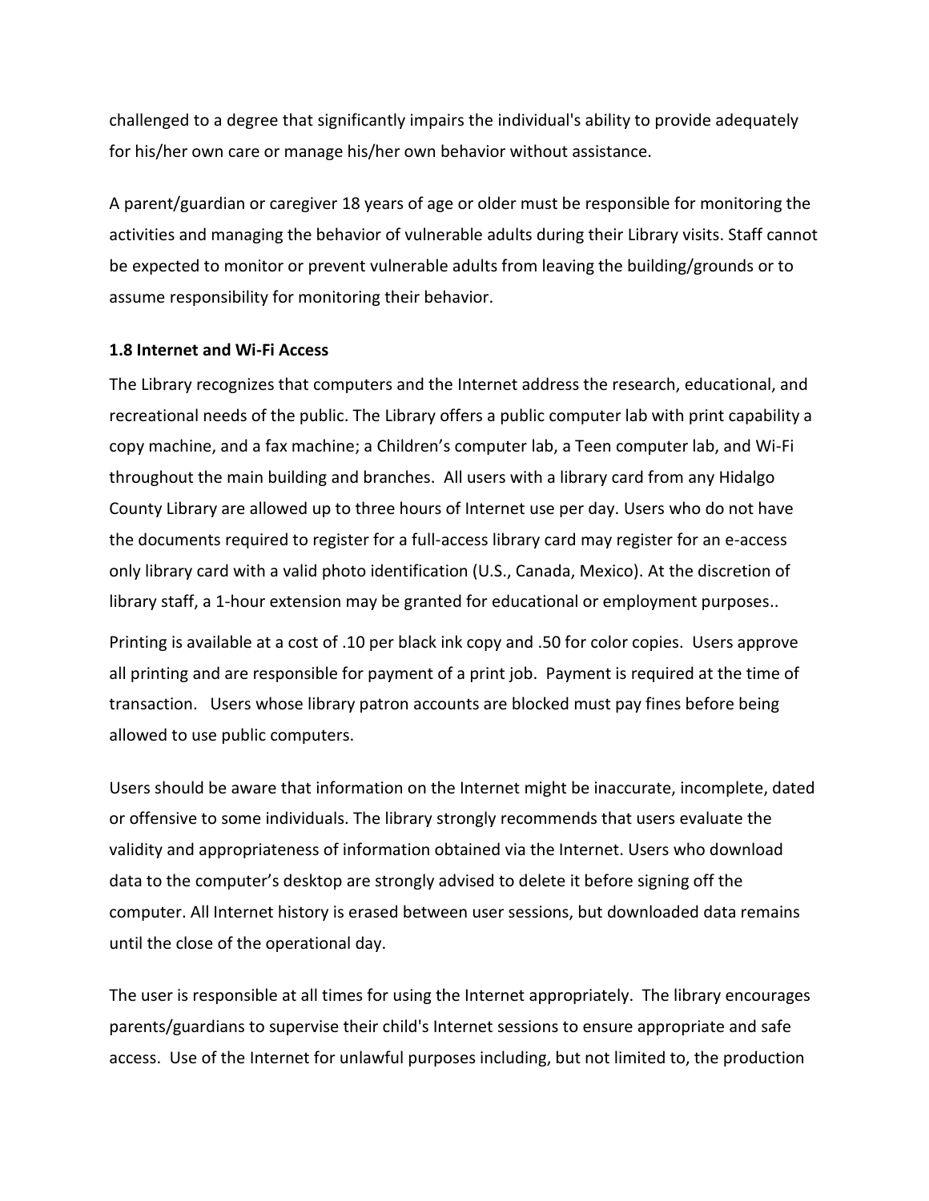challenged to a degree that significantly impairs the individual's ability to provide adequately for his/her own care or manage his/her own behavior without assistance.

A parent/guardian or caregiver 18 years of age or older must be responsible for monitoring the activities and managing the behavior of vulnerable adults during their Library visits. Staff cannot be expected to monitor or prevent vulnerable adults from leaving the building/grounds or to assume responsibility for monitoring their behavior.

**1.8 Internet and Wi-Fi Access**

The Library recognizes that computers and the Internet address the research, educational, and recreational needs of the public. The Library offers a public computer lab with print capability a copy machine, and a fax machine; a Children's computer lab, a Teen computer lab, and Wi-Fi throughout the main building and branches. All users with a library card from any Hidalgo County Library are allowed up to three hours of Internet use per day. Users who do not have the documents required to register for a full-access library card may register for an e-access only library card with a valid photo identification (U.S., Canada, Mexico). At the discretion of library staff, a 1-hour extension may be granted for educational or employment purposes..

Printing is available at a cost of .10 per black ink copy and .50 for color copies. Users approve all printing and are responsible for payment of a print job. Payment is required at the time of transaction. Users whose library patron accounts are blocked must pay fines before being allowed to use public computers.

Users should be aware that information on the Internet might be inaccurate, incomplete, dated or offensive to some individuals. The library strongly recommends that users evaluate the validity and appropriateness of information obtained via the Internet. Users who download data to the computer's desktop are strongly advised to delete it before signing off the computer. All Internet history is erased between user sessions, but downloaded data remains until the close of the operational day.

The user is responsible at all times for using the Internet appropriately. The library encourages parents/guardians to supervise their child's Internet sessions to ensure appropriate and safe access. Use of the Internet for unlawful purposes including, but not limited to, the production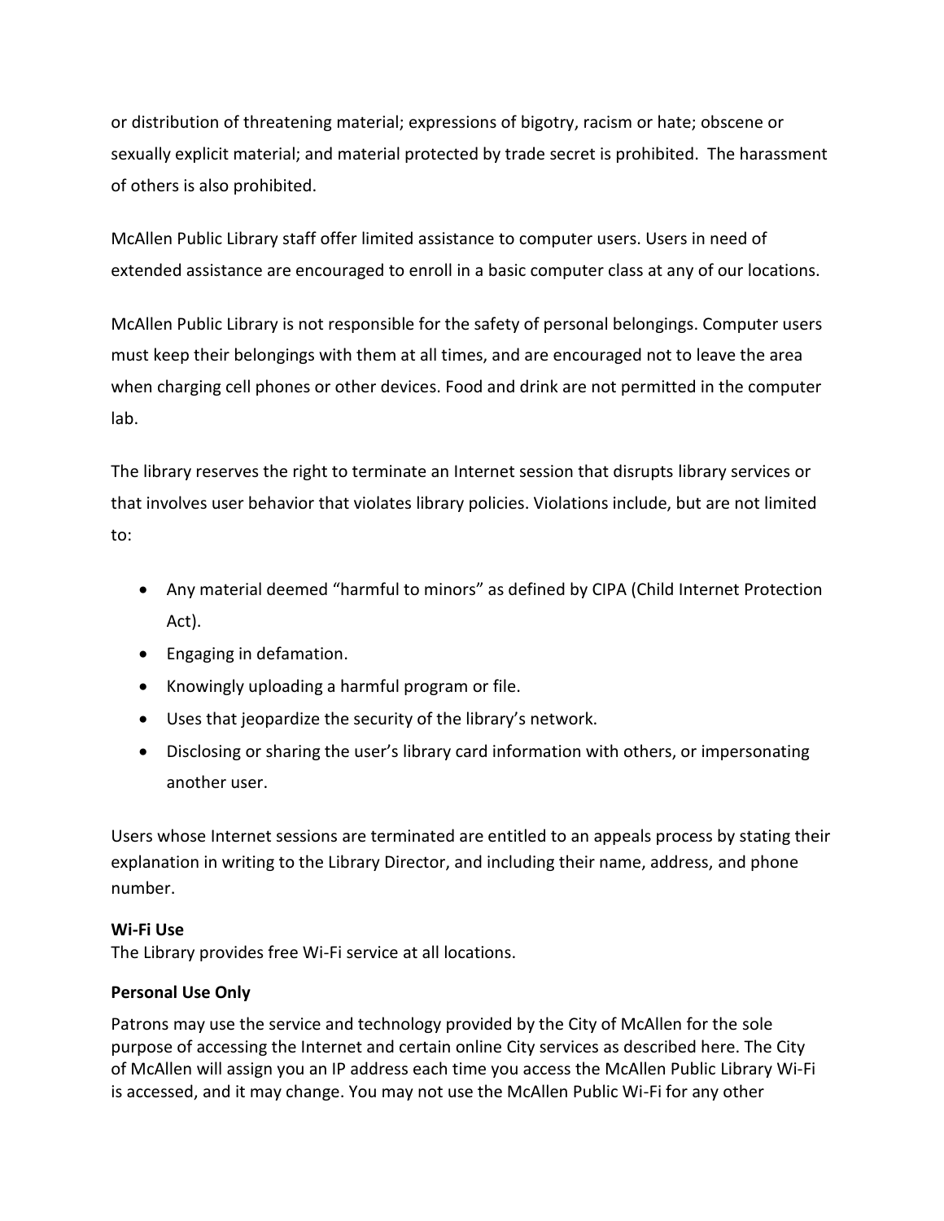or distribution of threatening material; expressions of bigotry, racism or hate; obscene or sexually explicit material; and material protected by trade secret is prohibited.  The harassment of others is also prohibited.

McAllen Public Library staff offer limited assistance to computer users. Users in need of extended assistance are encouraged to enroll in a basic computer class at any of our locations.

McAllen Public Library is not responsible for the safety of personal belongings. Computer users must keep their belongings with them at all times, and are encouraged not to leave the area when charging cell phones or other devices. Food and drink are not permitted in the computer lab.

The library reserves the right to terminate an Internet session that disrupts library services or that involves user behavior that violates library policies. Violations include, but are not limited to:

- Any material deemed "harmful to minors" as defined by CIPA (Child Internet Protection Act).
- Engaging in defamation.
- Knowingly uploading a harmful program or file.
- Uses that jeopardize the security of the library's network.
- Disclosing or sharing the user's library card information with others, or impersonating another user.

Users whose Internet sessions are terminated are entitled to an appeals process by stating their explanation in writing to the Library Director, and including their name, address, and phone number.

**Wi-Fi Use**

The Library provides free Wi-Fi service at all locations.

**Personal Use Only**

Patrons may use the service and technology provided by the City of McAllen for the sole purpose of accessing the Internet and certain online City services as described here. The City of McAllen will assign you an IP address each time you access the McAllen Public Library Wi-Fi is accessed, and it may change. You may not use the McAllen Public Wi-Fi for any other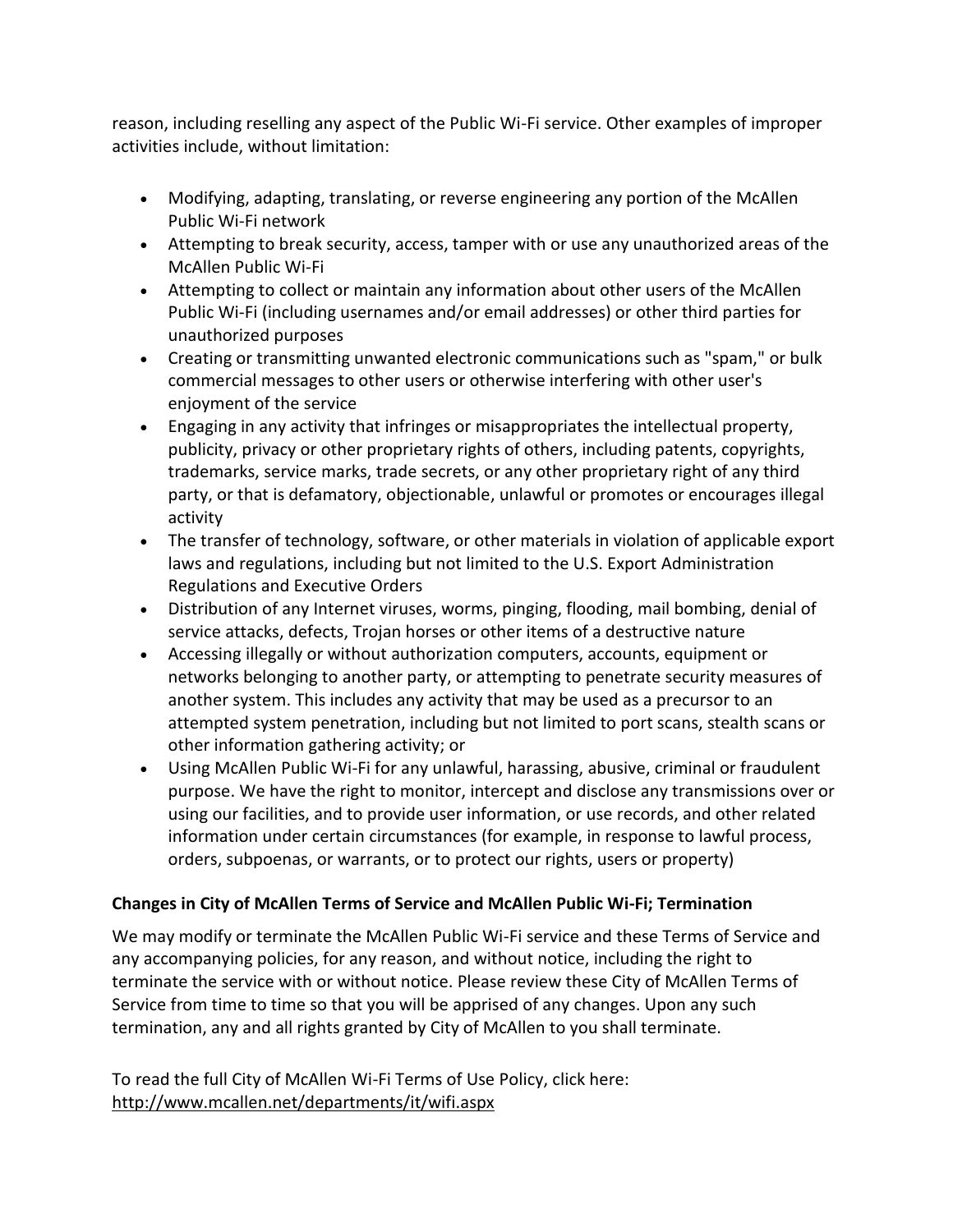reason, including reselling any aspect of the Public Wi-Fi service. Other examples of improper activities include, without limitation:

- Modifying, adapting, translating, or reverse engineering any portion of the McAllen Public Wi-Fi network
- Attempting to break security, access, tamper with or use any unauthorized areas of the McAllen Public Wi-Fi
- Attempting to collect or maintain any information about other users of the McAllen Public Wi-Fi (including usernames and/or email addresses) or other third parties for unauthorized purposes
- Creating or transmitting unwanted electronic communications such as "spam," or bulk commercial messages to other users or otherwise interfering with other user's enjoyment of the service
- Engaging in any activity that infringes or misappropriates the intellectual property, publicity, privacy or other proprietary rights of others, including patents, copyrights, trademarks, service marks, trade secrets, or any other proprietary right of any third party, or that is defamatory, objectionable, unlawful or promotes or encourages illegal activity
- The transfer of technology, software, or other materials in violation of applicable export laws and regulations, including but not limited to the U.S. Export Administration Regulations and Executive Orders
- Distribution of any Internet viruses, worms, pinging, flooding, mail bombing, denial of service attacks, defects, Trojan horses or other items of a destructive nature
- Accessing illegally or without authorization computers, accounts, equipment or networks belonging to another party, or attempting to penetrate security measures of another system. This includes any activity that may be used as a precursor to an attempted system penetration, including but not limited to port scans, stealth scans or other information gathering activity; or
- Using McAllen Public Wi-Fi for any unlawful, harassing, abusive, criminal or fraudulent purpose. We have the right to monitor, intercept and disclose any transmissions over or using our facilities, and to provide user information, or use records, and other related information under certain circumstances (for example, in response to lawful process, orders, subpoenas, or warrants, or to protect our rights, users or property)

**Changes in City of McAllen Terms of Service and McAllen Public Wi-Fi; Termination**

We may modify or terminate the McAllen Public Wi-Fi service and these Terms of Service and any accompanying policies, for any reason, and without notice, including the right to terminate the service with or without notice. Please review these City of McAllen Terms of Service from time to time so that you will be apprised of any changes. Upon any such termination, any and all rights granted by City of McAllen to you shall terminate.

To read the full City of McAllen Wi-Fi Terms of Use Policy, click here: http://www.mcallen.net/departments/it/wifi.aspx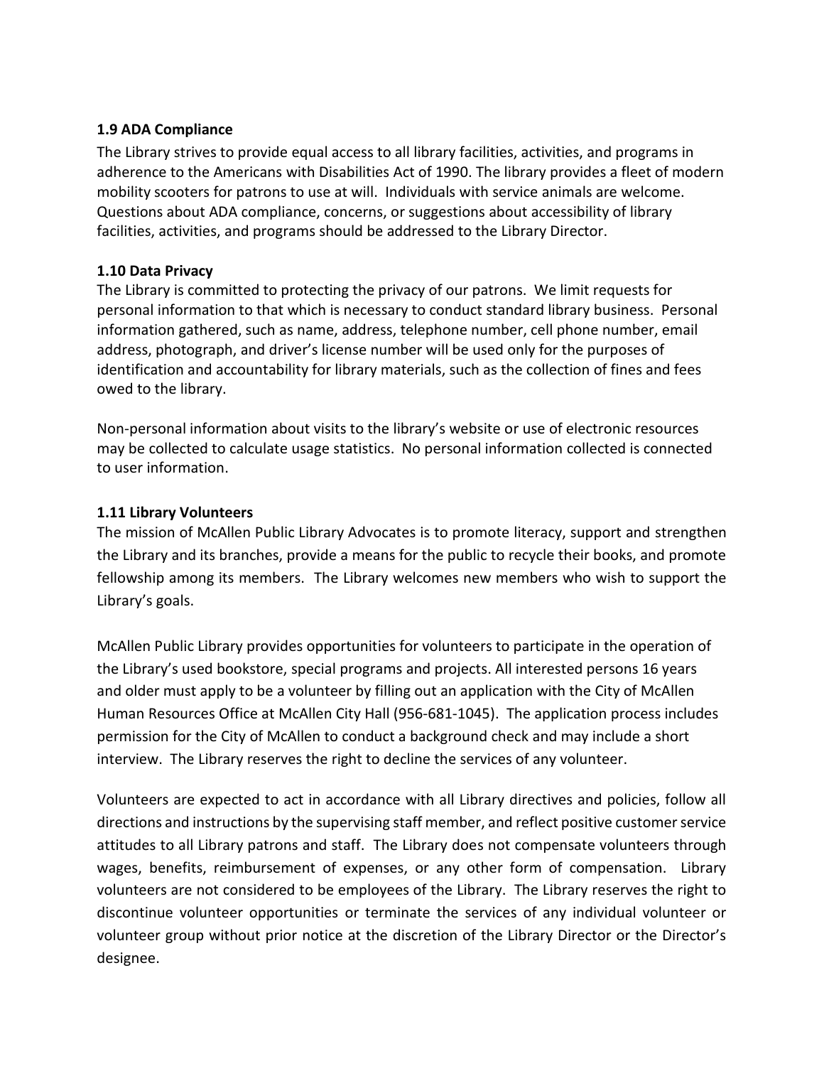### 1.9 ADA Compliance

The Library strives to provide equal access to all library facilities, activities, and programs in adherence to the Americans with Disabilities Act of 1990. The library provides a fleet of modern mobility scooters for patrons to use at will. Individuals with service animals are welcome. Questions about ADA compliance, concerns, or suggestions about accessibility of library facilities, activities, and programs should be addressed to the Library Director.

### 1.10 Data Privacy

The Library is committed to protecting the privacy of our patrons. We limit requests for personal information to that which is necessary to conduct standard library business. Personal information gathered, such as name, address, telephone number, cell phone number, email address, photograph, and driver's license number will be used only for the purposes of identification and accountability for library materials, such as the collection of fines and fees owed to the library.

Non-personal information about visits to the library's website or use of electronic resources may be collected to calculate usage statistics. No personal information collected is connected to user information.

### 1.11 Library Volunteers

The mission of McAllen Public Library Advocates is to promote literacy, support and strengthen the Library and its branches, provide a means for the public to recycle their books, and promote fellowship among its members. The Library welcomes new members who wish to support the Library's goals.

McAllen Public Library provides opportunities for volunteers to participate in the operation of the Library's used bookstore, special programs and projects. All interested persons 16 years and older must apply to be a volunteer by filling out an application with the City of McAllen Human Resources Office at McAllen City Hall (956-681-1045). The application process includes permission for the City of McAllen to conduct a background check and may include a short interview. The Library reserves the right to decline the services of any volunteer.

Volunteers are expected to act in accordance with all Library directives and policies, follow all directions and instructions by the supervising staff member, and reflect positive customer service attitudes to all Library patrons and staff. The Library does not compensate volunteers through wages, benefits, reimbursement of expenses, or any other form of compensation. Library volunteers are not considered to be employees of the Library. The Library reserves the right to discontinue volunteer opportunities or terminate the services of any individual volunteer or volunteer group without prior notice at the discretion of the Library Director or the Director's designee.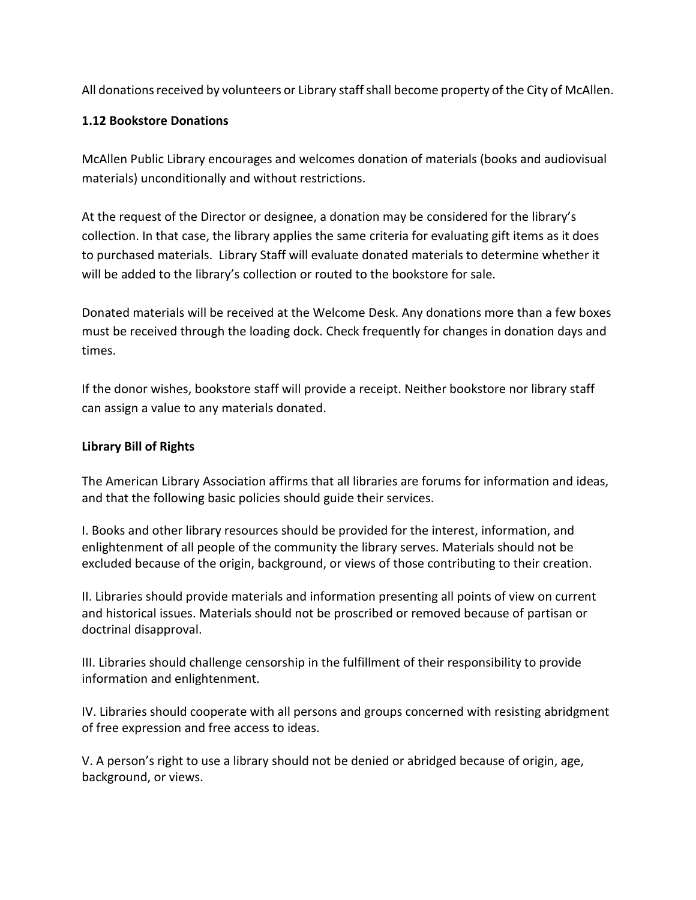All donations received by volunteers or Library staff shall become property of the City of McAllen.

### 1.12 Bookstore Donations

McAllen Public Library encourages and welcomes donation of materials (books and audiovisual materials) unconditionally and without restrictions.

At the request of the Director or designee, a donation may be considered for the library's collection. In that case, the library applies the same criteria for evaluating gift items as it does to purchased materials. Library Staff will evaluate donated materials to determine whether it will be added to the library's collection or routed to the bookstore for sale.

Donated materials will be received at the Welcome Desk. Any donations more than a few boxes must be received through the loading dock. Check frequently for changes in donation days and times.

If the donor wishes, bookstore staff will provide a receipt. Neither bookstore nor library staff can assign a value to any materials donated.

### Library Bill of Rights

The American Library Association affirms that all libraries are forums for information and ideas, and that the following basic policies should guide their services.

I. Books and other library resources should be provided for the interest, information, and enlightenment of all people of the community the library serves. Materials should not be excluded because of the origin, background, or views of those contributing to their creation.

II. Libraries should provide materials and information presenting all points of view on current and historical issues. Materials should not be proscribed or removed because of partisan or doctrinal disapproval.

III. Libraries should challenge censorship in the fulfillment of their responsibility to provide information and enlightenment.

IV. Libraries should cooperate with all persons and groups concerned with resisting abridgment of free expression and free access to ideas.

V. A person's right to use a library should not be denied or abridged because of origin, age, background, or views.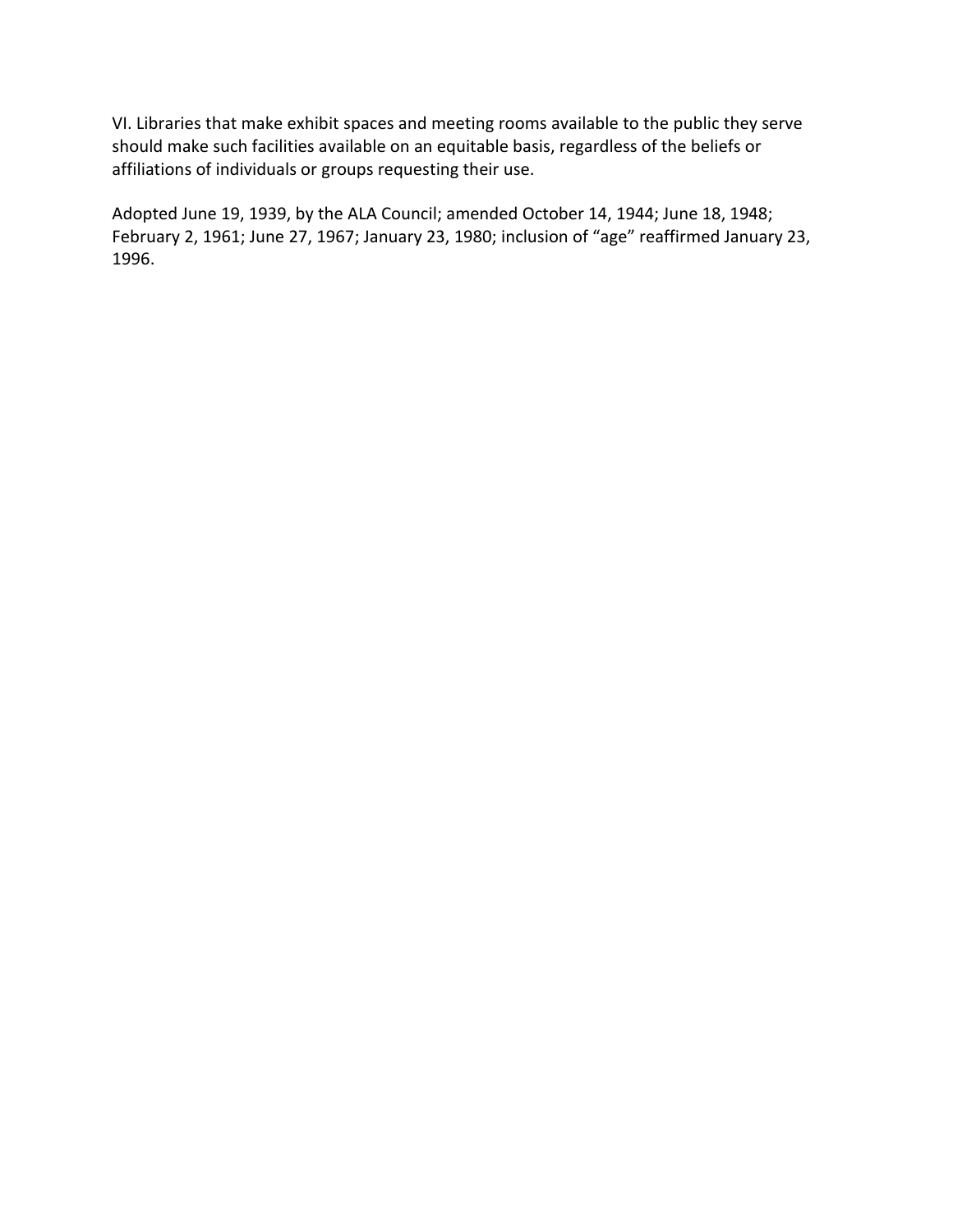VI. Libraries that make exhibit spaces and meeting rooms available to the public they serve should make such facilities available on an equitable basis, regardless of the beliefs or affiliations of individuals or groups requesting their use.

Adopted June 19, 1939, by the ALA Council; amended October 14, 1944; June 18, 1948; February 2, 1961; June 27, 1967; January 23, 1980; inclusion of "age" reaffirmed January 23, 1996.